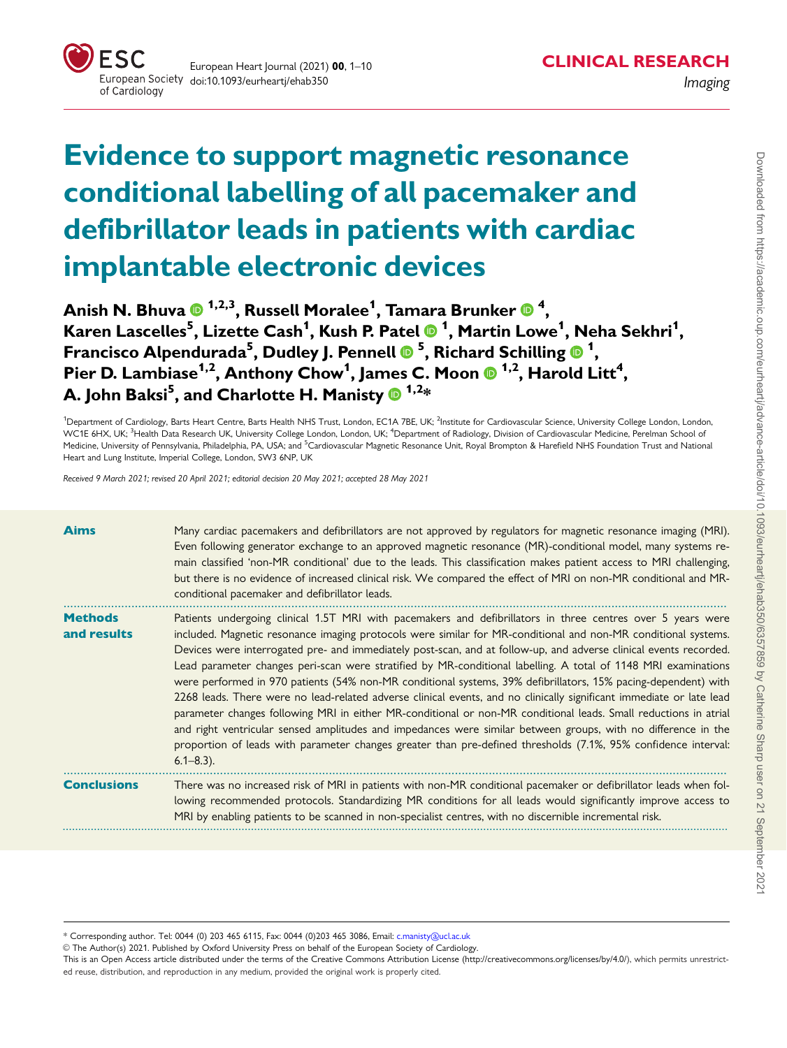# Evidence to support magnetic resonance conditional labelling of all pacemaker and defibrillator leads in patients with cardiac implantable electronic devices

**Anish N. Bhuva [1,2,3], Russell Moralee[1], Tamara Brunker [4], Karen Lascelles[5], Lizette Cash[1], Kush P. Patel [1], Martin Lowe[1], Neha Sekhri[1], Francisco Alpendurada[5], Dudley J. Pennell [5], Richard Schilling [1], Pier D. Lambiase[1,2], Anthony Chow[1], James C. Moon [1,2], Harold Litt[4], A. John Baksi[5], and Charlotte H. Manisty [1,2]***

[1]Department of Cardiology, Barts Heart Centre, Barts Health NHS Trust, London, EC1A 7BE, UK; [2]Institute for Cardiovascular Science, University College London, London, WC1E 6HX, UK; [3]Health Data Research UK, University College London, London, UK; [4]Department of Radiology, Division of Cardiovascular Medicine, Perelman School of Medicine, University of Pennsylvania, Philadelphia, PA, USA; and [5]Cardiovascular Magnetic Resonance Unit, Royal Brompton & Harefield NHS Foundation Trust and National Heart and Lung Institute, Imperial College, London, SW3 6NP, UK

*Received 9 March 2021; revised 20 April 2021; editorial decision 20 May 2021; accepted 28 May 2021*

**Aims**

Many cardiac pacemakers and defibrillators are not approved by regulators for magnetic resonance imaging (MRI). Even following generator exchange to an approved magnetic resonance (MR)-conditional model, many systems remain classified 'non-MR conditional' due to the leads. This classification makes patient access to MRI challenging, but there is no evidence of increased clinical risk. We compared the effect of MRI on non-MR conditional and MR-conditional pacemaker and defibrillator leads.

**Methods and results**

Patients undergoing clinical 1.5T MRI with pacemakers and defibrillators in three centres over 5 years were included. Magnetic resonance imaging protocols were similar for MR-conditional and non-MR conditional systems. Devices were interrogated pre- and immediately post-scan, and at follow-up, and adverse clinical events recorded. Lead parameter changes peri-scan were stratified by MR-conditional labelling. A total of 1148 MRI examinations were performed in 970 patients (54% non-MR conditional systems, 39% defibrillators, 15% pacing-dependent) with 2268 leads. There were no lead-related adverse clinical events, and no clinically significant immediate or late lead parameter changes following MRI in either MR-conditional or non-MR conditional leads. Small reductions in atrial and right ventricular sensed amplitudes and impedances were similar between groups, with no difference in the proportion of leads with parameter changes greater than pre-defined thresholds (7.1%, 95% confidence interval: 6.1–8.3).

**Conclusions**

There was no increased risk of MRI in patients with non-MR conditional pacemaker or defibrillator leads when following recommended protocols. Standardizing MR conditions for all leads would significantly improve access to MRI by enabling patients to be scanned in non-specialist centres, with no discernible incremental risk.

* Corresponding author. Tel: 0044 (0) 203 465 6115, Fax: 0044 (0)203 465 3086, Email: c.manisty@ucl.ac.uk

© The Author(s) 2021. Published by Oxford University Press on behalf of the European Society of Cardiology.

This is an Open Access article distributed under the terms of the Creative Commons Attribution License (http://creativecommons.org/licenses/by/4.0/), which permits unrestricted reuse, distribution, and reproduction in any medium, provided the original work is properly cited.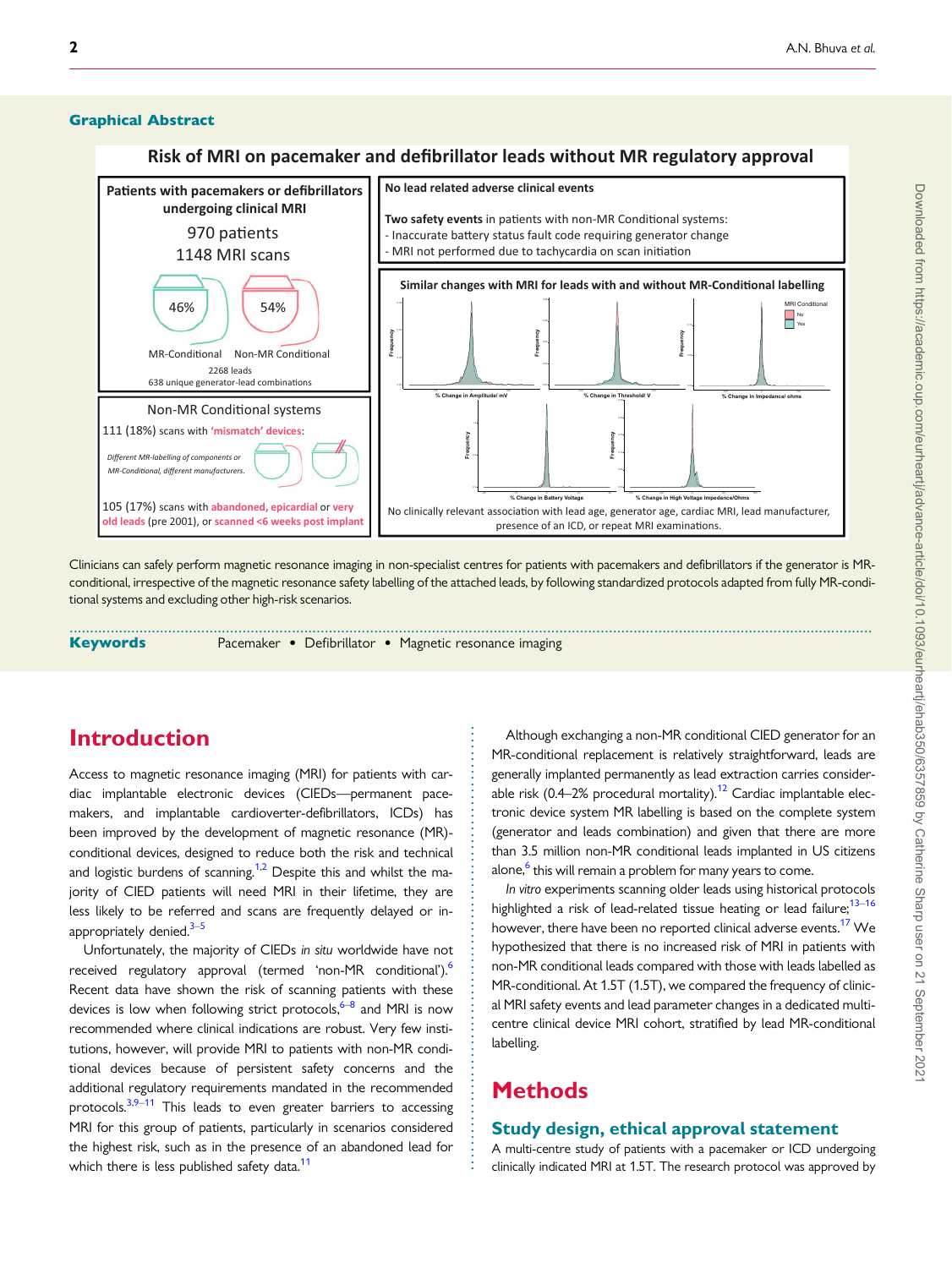## Graphical Abstract

**Risk of MRI on pacemaker and defibrillator leads without MR regulatory approval**

**Patients with pacemakers or defibrillators undergoing clinical MRI**

970 patients

1148 MRI scans

46% MR-Conditional

54% Non-MR Conditional

2268 leads

638 unique generator-lead combinations

**No lead related adverse clinical events**

**Two safety events** in patients with non-MR Conditional systems:

- Inaccurate battery status fault code requiring generator change
- MRI not performed due to tachycardia on scan initiation

**Similar changes with MRI for leads with and without MR-Conditional labelling**

Non-MR Conditional systems

111 (18%) scans with 'mismatch' devices:

*Different MR-labelling of components or MR-Conditional, different manufacturers.*

105 (17%) scans with abandoned, epicardial or very old leads (pre 2001), or scanned <6 weeks post implant

No clinically relevant association with lead age, generator age, cardiac MRI, lead manufacturer, presence of an ICD, or repeat MRI examinations.

Clinicians can safely perform magnetic resonance imaging in non-specialist centres for patients with pacemakers and defibrillators if the generator is MR-conditional, irrespective of the magnetic resonance safety labelling of the attached leads, by following standardized protocols adapted from fully MR-conditional systems and excluding other high-risk scenarios.

**Keywords** Pacemaker • Defibrillator • Magnetic resonance imaging

# Introduction

Access to magnetic resonance imaging (MRI) for patients with cardiac implantable electronic devices (CIEDs—permanent pacemakers, and implantable cardioverter-defibrillators, ICDs) has been improved by the development of magnetic resonance (MR)-conditional devices, designed to reduce both the risk and technical and logistic burdens of scanning.[1,2] Despite this and whilst the majority of CIED patients will need MRI in their lifetime, they are less likely to be referred and scans are frequently delayed or inappropriately denied.[3–5]

Unfortunately, the majority of CIEDs *in situ* worldwide have not received regulatory approval (termed 'non-MR conditional').[6] Recent data have shown the risk of scanning patients with these devices is low when following strict protocols,[6–8] and MRI is now recommended where clinical indications are robust. Very few institutions, however, will provide MRI to patients with non-MR conditional devices because of persistent safety concerns and the additional regulatory requirements mandated in the recommended protocols.[3,9–11] This leads to even greater barriers to accessing MRI for this group of patients, particularly in scenarios considered the highest risk, such as in the presence of an abandoned lead for which there is less published safety data.[11]

Although exchanging a non-MR conditional CIED generator for an MR-conditional replacement is relatively straightforward, leads are generally implanted permanently as lead extraction carries considerable risk (0.4–2% procedural mortality).[12] Cardiac implantable electronic device system MR labelling is based on the complete system (generator and leads combination) and given that there are more than 3.5 million non-MR conditional leads implanted in US citizens alone,[6] this will remain a problem for many years to come.

*In vitro* experiments scanning older leads using historical protocols highlighted a risk of lead-related tissue heating or lead failure;[13–16] however, there have been no reported clinical adverse events.[17] We hypothesized that there is no increased risk of MRI in patients with non-MR conditional leads compared with those with leads labelled as MR-conditional. At 1.5T (1.5T), we compared the frequency of clinical MRI safety events and lead parameter changes in a dedicated multicentre clinical device MRI cohort, stratified by lead MR-conditional labelling.

# Methods

## Study design, ethical approval statement

A multi-centre study of patients with a pacemaker or ICD undergoing clinically indicated MRI at 1.5T. The research protocol was approved by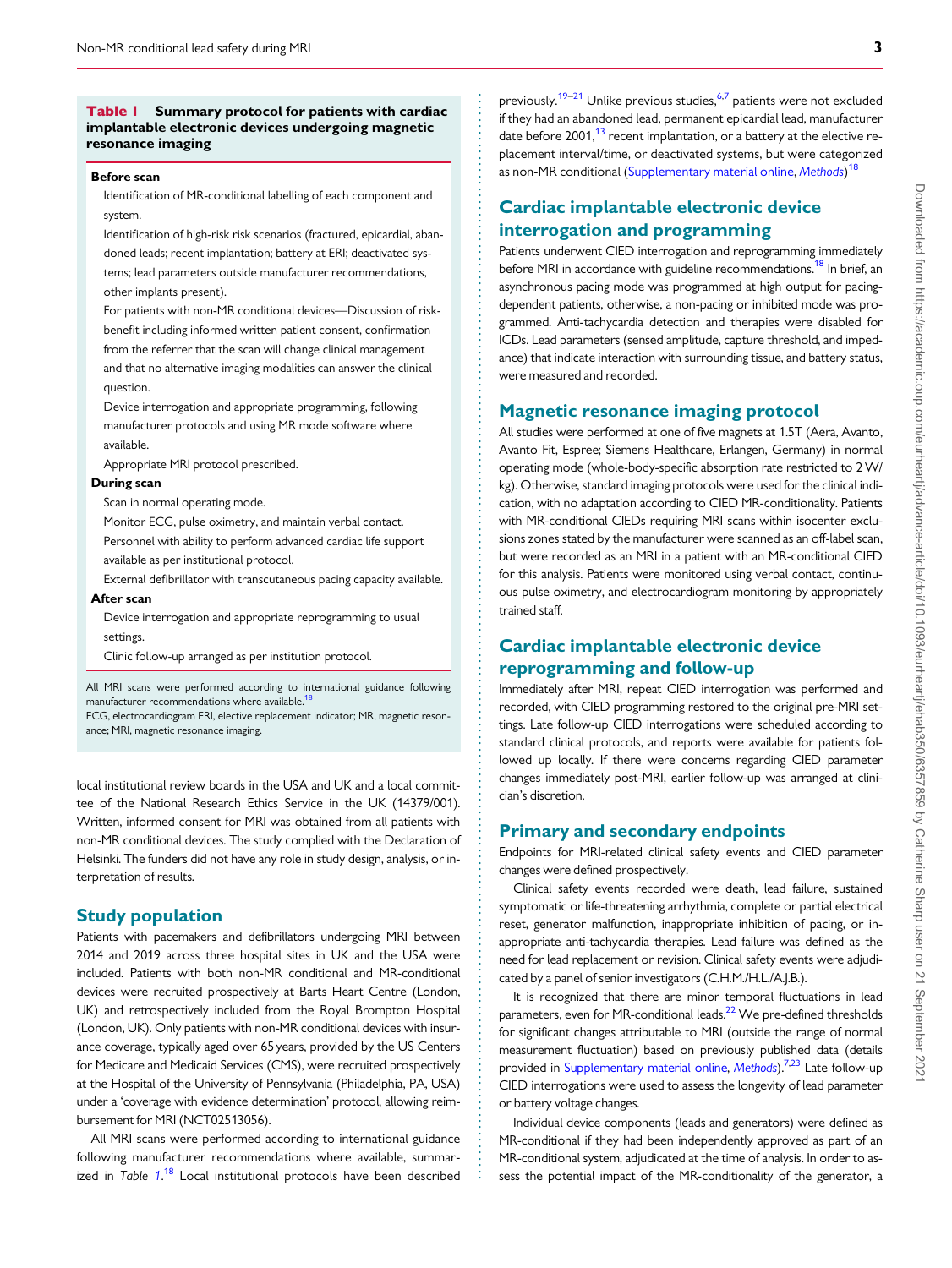**Table 1 Summary protocol for patients with cardiac implantable electronic devices undergoing magnetic resonance imaging**

**Before scan**

- Identification of MR-conditional labelling of each component and system.
- Identification of high-risk risk scenarios (fractured, epicardial, abandoned leads; recent implantation; battery at ERI; deactivated systems; lead parameters outside manufacturer recommendations, other implants present).
- For patients with non-MR conditional devices—Discussion of risk-benefit including informed written patient consent, confirmation from the referrer that the scan will change clinical management and that no alternative imaging modalities can answer the clinical question.
- Device interrogation and appropriate programming, following manufacturer protocols and using MR mode software where available.
- Appropriate MRI protocol prescribed.

**During scan**

- Scan in normal operating mode.
- Monitor ECG, pulse oximetry, and maintain verbal contact.
- Personnel with ability to perform advanced cardiac life support available as per institutional protocol.
- External defibrillator with transcutaneous pacing capacity available.

**After scan**

- Device interrogation and appropriate reprogramming to usual settings.
- Clinic follow-up arranged as per institution protocol.

All MRI scans were performed according to international guidance following manufacturer recommendations where available.[18]

ECG, electrocardiogram ERI, elective replacement indicator; MR, magnetic resonance; MRI, magnetic resonance imaging.

local institutional review boards in the USA and UK and a local committee of the National Research Ethics Service in the UK (14379/001). Written, informed consent for MRI was obtained from all patients with non-MR conditional devices. The study complied with the Declaration of Helsinki. The funders did not have any role in study design, analysis, or interpretation of results.

## Study population

Patients with pacemakers and defibrillators undergoing MRI between 2014 and 2019 across three hospital sites in UK and the USA were included. Patients with both non-MR conditional and MR-conditional devices were recruited prospectively at Barts Heart Centre (London, UK) and retrospectively included from the Royal Brompton Hospital (London, UK). Only patients with non-MR conditional devices with insurance coverage, typically aged over 65 years, provided by the US Centers for Medicare and Medicaid Services (CMS), were recruited prospectively at the Hospital of the University of Pennsylvania (Philadelphia, PA, USA) under a 'coverage with evidence determination' protocol, allowing reimbursement for MRI (NCT02513056).

All MRI scans were performed according to international guidance following manufacturer recommendations where available, summarized in *Table 1*.[18] Local institutional protocols have been described previously.[19–21] Unlike previous studies,[6,7] patients were not excluded if they had an abandoned lead, permanent epicardial lead, manufacturer date before 2001,[13] recent implantation, or a battery at the elective replacement interval/time, or deactivated systems, but were categorized as non-MR conditional (Supplementary material online, *Methods*)[18]

## Cardiac implantable electronic device interrogation and programming

Patients underwent CIED interrogation and reprogramming immediately before MRI in accordance with guideline recommendations.[18] In brief, an asynchronous pacing mode was programmed at high output for pacing-dependent patients, otherwise, a non-pacing or inhibited mode was programmed. Anti-tachycardia detection and therapies were disabled for ICDs. Lead parameters (sensed amplitude, capture threshold, and impedance) that indicate interaction with surrounding tissue, and battery status, were measured and recorded.

## Magnetic resonance imaging protocol

All studies were performed at one of five magnets at 1.5T (Aera, Avanto, Avanto Fit, Espree; Siemens Healthcare, Erlangen, Germany) in normal operating mode (whole-body-specific absorption rate restricted to 2 W/kg). Otherwise, standard imaging protocols were used for the clinical indication, with no adaptation according to CIED MR-conditionality. Patients with MR-conditional CIEDs requiring MRI scans within isocenter exclusions zones stated by the manufacturer were scanned as an off-label scan, but were recorded as an MRI in a patient with an MR-conditional CIED for this analysis. Patients were monitored using verbal contact, continuous pulse oximetry, and electrocardiogram monitoring by appropriately trained staff.

## Cardiac implantable electronic device reprogramming and follow-up

Immediately after MRI, repeat CIED interrogation was performed and recorded, with CIED programming restored to the original pre-MRI settings. Late follow-up CIED interrogations were scheduled according to standard clinical protocols, and reports were available for patients followed up locally. If there were concerns regarding CIED parameter changes immediately post-MRI, earlier follow-up was arranged at clinician's discretion.

## Primary and secondary endpoints

Endpoints for MRI-related clinical safety events and CIED parameter changes were defined prospectively.

Clinical safety events recorded were death, lead failure, sustained symptomatic or life-threatening arrhythmia, complete or partial electrical reset, generator malfunction, inappropriate inhibition of pacing, or inappropriate anti-tachycardia therapies. Lead failure was defined as the need for lead replacement or revision. Clinical safety events were adjudicated by a panel of senior investigators (C.H.M./H.L./A.J.B.).

It is recognized that there are minor temporal fluctuations in lead parameters, even for MR-conditional leads.[22] We pre-defined thresholds for significant changes attributable to MRI (outside the range of normal measurement fluctuation) based on previously published data (details provided in Supplementary material online, *Methods*).[7,23] Late follow-up CIED interrogations were used to assess the longevity of lead parameter or battery voltage changes.

Individual device components (leads and generators) were defined as MR-conditional if they had been independently approved as part of an MR-conditional system, adjudicated at the time of analysis. In order to assess the potential impact of the MR-conditionality of the generator, a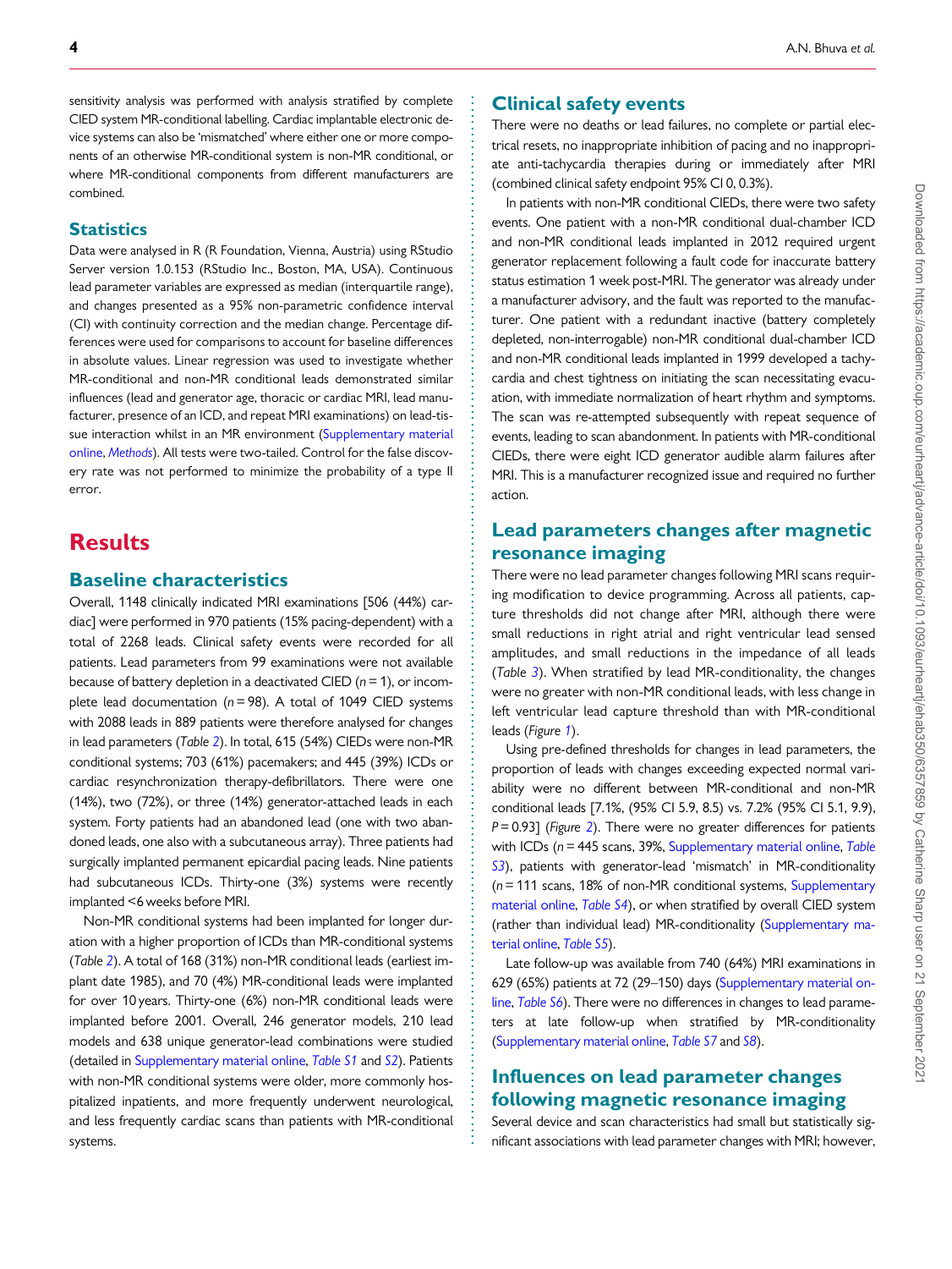sensitivity analysis was performed with analysis stratified by complete CIED system MR-conditional labelling. Cardiac implantable electronic device systems can also be 'mismatched' where either one or more components of an otherwise MR-conditional system is non-MR conditional, or where MR-conditional components from different manufacturers are combined.

## Statistics

Data were analysed in R (R Foundation, Vienna, Austria) using RStudio Server version 1.0.153 (RStudio Inc., Boston, MA, USA). Continuous lead parameter variables are expressed as median (interquartile range), and changes presented as a 95% non-parametric confidence interval (CI) with continuity correction and the median change. Percentage differences were used for comparisons to account for baseline differences in absolute values. Linear regression was used to investigate whether MR-conditional and non-MR conditional leads demonstrated similar influences (lead and generator age, thoracic or cardiac MRI, lead manufacturer, presence of an ICD, and repeat MRI examinations) on lead-tissue interaction whilst in an MR environment (Supplementary material online, *Methods*). All tests were two-tailed. Control for the false discovery rate was not performed to minimize the probability of a type II error.

# Results

## Baseline characteristics

Overall, 1148 clinically indicated MRI examinations [506 (44%) cardiac] were performed in 970 patients (15% pacing-dependent) with a total of 2268 leads. Clinical safety events were recorded for all patients. Lead parameters from 99 examinations were not available because of battery depletion in a deactivated CIED ($n = 1$), or incomplete lead documentation ($n = 98$). A total of 1049 CIED systems with 2088 leads in 889 patients were therefore analysed for changes in lead parameters (*Table 2*). In total, 615 (54%) CIEDs were non-MR conditional systems; 703 (61%) pacemakers; and 445 (39%) ICDs or cardiac resynchronization therapy-defibrillators. There were one (14%), two (72%), or three (14%) generator-attached leads in each system. Forty patients had an abandoned lead (one with two abandoned leads, one also with a subcutaneous array). Three patients had surgically implanted permanent epicardial pacing leads. Nine patients had subcutaneous ICDs. Thirty-one (3%) systems were recently implanted <6 weeks before MRI.

Non-MR conditional systems had been implanted for longer duration with a higher proportion of ICDs than MR-conditional systems (*Table 2*). A total of 168 (31%) non-MR conditional leads (earliest implant date 1985), and 70 (4%) MR-conditional leads were implanted for over 10 years. Thirty-one (6%) non-MR conditional leads were implanted before 2001. Overall, 246 generator models, 210 lead models and 638 unique generator-lead combinations were studied (detailed in Supplementary material online, *Table S1* and *S2*). Patients with non-MR conditional systems were older, more commonly hospitalized inpatients, and more frequently underwent neurological, and less frequently cardiac scans than patients with MR-conditional systems.

## Clinical safety events

There were no deaths or lead failures, no complete or partial electrical resets, no inappropriate inhibition of pacing and no inappropriate anti-tachycardia therapies during or immediately after MRI (combined clinical safety endpoint 95% CI 0, 0.3%).

In patients with non-MR conditional CIEDs, there were two safety events. One patient with a non-MR conditional dual-chamber ICD and non-MR conditional leads implanted in 2012 required urgent generator replacement following a fault code for inaccurate battery status estimation 1 week post-MRI. The generator was already under a manufacturer advisory, and the fault was reported to the manufacturer. One patient with a redundant inactive (battery completely depleted, non-interrogable) non-MR conditional dual-chamber ICD and non-MR conditional leads implanted in 1999 developed a tachycardia and chest tightness on initiating the scan necessitating evacuation, with immediate normalization of heart rhythm and symptoms. The scan was re-attempted subsequently with repeat sequence of events, leading to scan abandonment. In patients with MR-conditional CIEDs, there were eight ICD generator audible alarm failures after MRI. This is a manufacturer recognized issue and required no further action.

## Lead parameters changes after magnetic resonance imaging

There were no lead parameter changes following MRI scans requiring modification to device programming. Across all patients, capture thresholds did not change after MRI, although there were small reductions in right atrial and right ventricular lead sensed amplitudes, and small reductions in the impedance of all leads (*Table 3*). When stratified by lead MR-conditionality, the changes were no greater with non-MR conditional leads, with less change in left ventricular lead capture threshold than with MR-conditional leads (*Figure 1*).

Using pre-defined thresholds for changes in lead parameters, the proportion of leads with changes exceeding expected normal variability were no different between MR-conditional and non-MR conditional leads [7.1%, (95% CI 5.9, 8.5) vs. 7.2% (95% CI 5.1, 9.9), $P = 0.93$] (*Figure 2*). There were no greater differences for patients with ICDs ($n = 445$ scans, 39%, Supplementary material online, *Table S3*), patients with generator-lead 'mismatch' in MR-conditionality ($n = 111$ scans, 18% of non-MR conditional systems, Supplementary material online, *Table S4*), or when stratified by overall CIED system (rather than individual lead) MR-conditionality (Supplementary material online, *Table S5*).

Late follow-up was available from 740 (64%) MRI examinations in 629 (65%) patients at 72 (29–150) days (Supplementary material online, *Table S6*). There were no differences in changes to lead parameters at late follow-up when stratified by MR-conditionality (Supplementary material online, *Table S7* and *S8*).

## Influences on lead parameter changes following magnetic resonance imaging

Several device and scan characteristics had small but statistically significant associations with lead parameter changes with MRI; however,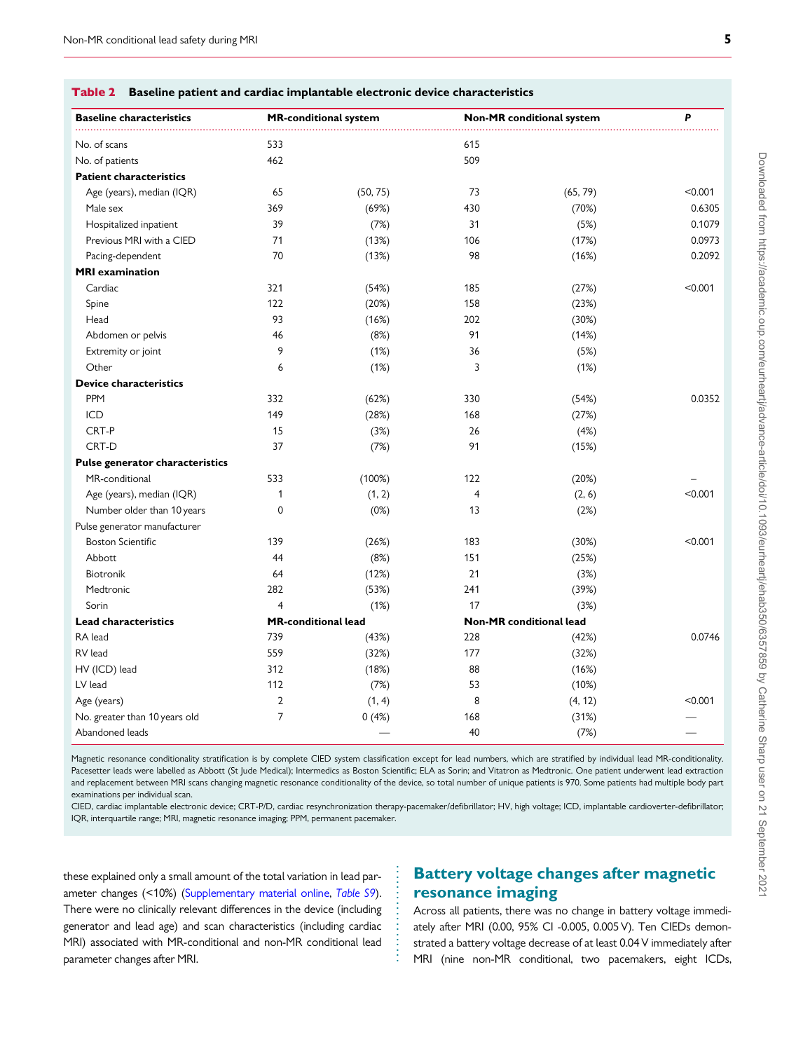**Table 2 Baseline patient and cardiac implantable electronic device characteristics**

| Baseline characteristics | MR-conditional system | | Non-MR conditional system | | P |
|---|---|---|---|---|---|
| No. of scans | 533 | | 615 | | |
| No. of patients | 462 | | 509 | | |
| **Patient characteristics** | | | | | |
| Age (years), median (IQR) | 65 | (50, 75) | 73 | (65, 79) | <0.001 |
| Male sex | 369 | (69%) | 430 | (70%) | 0.6305 |
| Hospitalized inpatient | 39 | (7%) | 31 | (5%) | 0.1079 |
| Previous MRI with a CIED | 71 | (13%) | 106 | (17%) | 0.0973 |
| Pacing-dependent | 70 | (13%) | 98 | (16%) | 0.2092 |
| **MRI examination** | | | | | |
| Cardiac | 321 | (54%) | 185 | (27%) | <0.001 |
| Spine | 122 | (20%) | 158 | (23%) | |
| Head | 93 | (16%) | 202 | (30%) | |
| Abdomen or pelvis | 46 | (8%) | 91 | (14%) | |
| Extremity or joint | 9 | (1%) | 36 | (5%) | |
| Other | 6 | (1%) | 3 | (1%) | |
| **Device characteristics** | | | | | |
| PPM | 332 | (62%) | 330 | (54%) | 0.0352 |
| ICD | 149 | (28%) | 168 | (27%) | |
| CRT-P | 15 | (3%) | 26 | (4%) | |
| CRT-D | 37 | (7%) | 91 | (15%) | |
| **Pulse generator characteristics** | | | | | |
| MR-conditional | 533 | (100%) | 122 | (20%) | – |
| Age (years), median (IQR) | 1 | (1, 2) | 4 | (2, 6) | <0.001 |
| Number older than 10 years | 0 | (0%) | 13 | (2%) | |
| Pulse generator manufacturer | | | | | |
| Boston Scientific | 139 | (26%) | 183 | (30%) | <0.001 |
| Abbott | 44 | (8%) | 151 | (25%) | |
| Biotronik | 64 | (12%) | 21 | (3%) | |
| Medtronic | 282 | (53%) | 241 | (39%) | |
| Sorin | 4 | (1%) | 17 | (3%) | |
| **Lead characteristics** | **MR-conditional lead** | | **Non-MR conditional lead** | | |
| RA lead | 739 | (43%) | 228 | (42%) | 0.0746 |
| RV lead | 559 | (32%) | 177 | (32%) | |
| HV (ICD) lead | 312 | (18%) | 88 | (16%) | |
| LV lead | 112 | (7%) | 53 | (10%) | |
| Age (years) | 2 | (1, 4) | 8 | (4, 12) | <0.001 |
| No. greater than 10 years old | 7 | 0 (4%) | 168 | (31%) | — |
| Abandoned leads | | — | 40 | (7%) | — |

Magnetic resonance conditionality stratification is by complete CIED system classification except for lead numbers, which are stratified by individual lead MR-conditionality. Pacesetter leads were labelled as Abbott (St Jude Medical); Intermedics as Boston Scientific; ELA as Sorin; and Vitatron as Medtronic. One patient underwent lead extraction and replacement between MRI scans changing magnetic resonance conditionality of the device, so total number of unique patients is 970. Some patients had multiple body part examinations per individual scan.

CIED, cardiac implantable electronic device; CRT-P/D, cardiac resynchronization therapy-pacemaker/defibrillator; HV, high voltage; ICD, implantable cardioverter-defibrillator; IQR, interquartile range; MRI, magnetic resonance imaging; PPM, permanent pacemaker.

these explained only a small amount of the total variation in lead parameter changes (<10%) (Supplementary material online, *Table S9*). There were no clinically relevant differences in the device (including generator and lead age) and scan characteristics (including cardiac MRI) associated with MR-conditional and non-MR conditional lead parameter changes after MRI.

## Battery voltage changes after magnetic resonance imaging

Across all patients, there was no change in battery voltage immediately after MRI (0.00, 95% CI -0.005, 0.005 V). Ten CIEDs demonstrated a battery voltage decrease of at least 0.04 V immediately after MRI (nine non-MR conditional, two pacemakers, eight ICDs,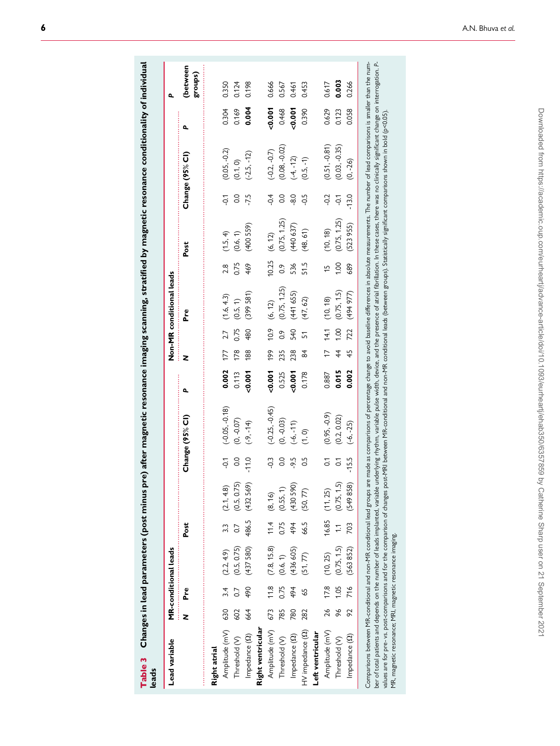**Table 3** Changes in lead parameters (post minus pre) after magnetic resonance imaging scanning, stratified by magnetic resonance conditionality of individual leads

| Lead variable | MR-conditional leads | | | | | | | | Non-MR conditional leads | | | | | | | | P (between groups) |
|---|---|---|---|---|---|---|---|---|---|---|---|---|---|---|---|---|---|
| | N | Pre | | Post | | Change (95% CI) | | P | N | Pre | | Post | | Change (95% CI) | | P | |
| **Right atrial** | | | | | | | | | | | | | | | | | |
| Amplitude (mV) | 630 | 3.4 | (2.2, 4.9) | 3.3 | (2.1, 4.8) | -0.1 | (-0.05, -0.18) | **0.002** | 177 | 2.7 | (1.6, 4.3) | 2.8 | (1.5, 4) | -0.1 | (0.05, -0.2) | 0.304 | 0.350 |
| Threshold (V) | 602 | 0.7 | (0.5, 0.75) | 0.7 | (0.5, 0.75) | 0.0 | (0, -0.07) | 0.113 | 178 | 0.75 | (0.5, 1) | 0.75 | (0.6, 1) | 0.0 | (0.1, 0) | 0.169 | 0.124 |
| Impedance (Ω) | 664 | 490 | (437 580) | 486.5 | (432 569) | -11.0 | (-9, -14) | **<0.001** | 188 | 480 | (399 581) | 469 | (400 559) | -7.5 | (-2.5, -12) | **0.004** | 0.198 |
| **Right ventricular** | | | | | | | | | | | | | | | | | |
| Amplitude (mV) | 673 | 11.8 | (7.8, 15.8) | 11.4 | (8, 16) | -0.3 | (-0.25, -0.45) | **<0.001** | 199 | 10.9 | (6, 12) | 10.25 | (6, 12) | -0.4 | (-0.2, -0.7) | **<0.001** | 0.666 |
| Threshold (V) | 785 | 0.75 | (0.6, 1) | 0.75 | (0.55, 1) | 0.0 | (0, -0.03) | 0.525 | 235 | 0.9 | (0.75, 1.25) | 0.9 | (0.75, 1.25) | 0.0 | (0.08, -0.02) | 0.468 | 0.567 |
| Impedance (Ω) | 780 | 494 | (436 605) | 494 | (430 590) | -9.5 | (-6, -11) | **<0.001** | 238 | 540 | (441 655) | 536 | (440 637) | -8.0 | (-4, -12) | **<0.001** | 0.461 |
| HV impedance (Ω) | 282 | 65 | (51, 77) | 66.5 | (50, 77) | 0.5 | (1, 0) | 0.178 | 84 | 51 | (47, 62) | 51.5 | (48, 61) | -0.5 | (0.5, -1) | 0.390 | 0.453 |
| **Left ventricular** | | | | | | | | | | | | | | | | | |
| Amplitude (mV) | 26 | 17.8 | (10, 25) | 16.85 | (11, 25) | 0.1 | (0.95, -0.9) | 0.887 | 17 | 14.1 | (10, 18) | 15 | (10, 18) | -0.2 | (0.51, -0.81) | 0.629 | 0.617 |
| Threshold (V) | 96 | 1.05 | (0.75, 1.5) | 1.1 | (0.75, 1.5) | 0.1 | (0.2, 0.02) | **0.015** | 44 | 1.00 | (0.75, 1.5) | 1.00 | (0.75, 1.25) | -0.1 | (0.03, -0.35) | 0.123 | **0.003** |
| Impedance (Ω) | 92 | 716 | (563 852) | 703 | (549 858) | -15.5 | (-6, -25) | **0.002** | 45 | 722 | (494 977) | 689 | (523 955) | -13.0 | (0, -26) | 0.058 | 0.266 |

Comparisons between MR-conditional and non-MR conditional lead groups are made as comparisons of percentage change to avoid baseline differences in absolute measurements. The number of lead comparisons is smaller than the number of total patients and depends on the number of leads implanted, variable underlying rhythm, variable pulse width, device, and the presence of atrial fibrillation. In these cases, there was no clinically significant change on interrogation. P-values are for pre- vs. post-comparisons and for the comparison of changes post-MRI between MR-conditional and non-MR conditional leads (between groups). Statistically significant comparisons shown in bold ($p<0.05$).

MR, magnetic resonance; MRI, magnetic resonance imaging.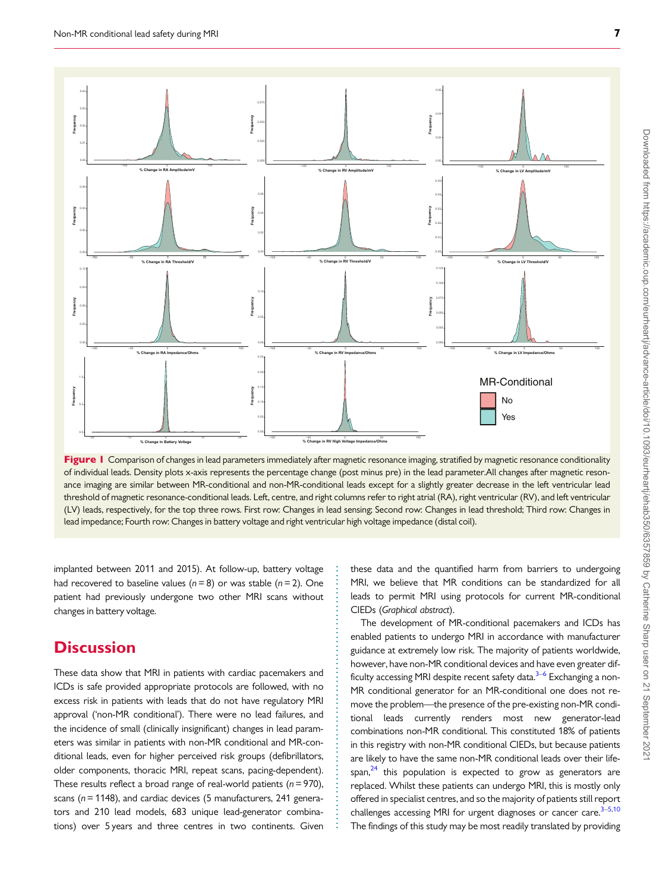**Figure 1** Comparison of changes in lead parameters immediately after magnetic resonance imaging, stratified by magnetic resonance conditionality of individual leads. Density plots x-axis represents the percentage change (post minus pre) in the lead parameter.All changes after magnetic resonance imaging are similar between MR-conditional and non-MR-conditional leads except for a slightly greater decrease in the left ventricular lead threshold of magnetic resonance-conditional leads. Left, centre, and right columns refer to right atrial (RA), right ventricular (RV), and left ventricular (LV) leads, respectively, for the top three rows. First row: Changes in lead sensing; Second row: Changes in lead threshold; Third row: Changes in lead impedance; Fourth row: Changes in battery voltage and right ventricular high voltage impedance (distal coil).

implanted between 2011 and 2015). At follow-up, battery voltage had recovered to baseline values ($n = 8$) or was stable ($n = 2$). One patient had previously undergone two other MRI scans without changes in battery voltage.

# Discussion

These data show that MRI in patients with cardiac pacemakers and ICDs is safe provided appropriate protocols are followed, with no excess risk in patients with leads that do not have regulatory MRI approval ('non-MR conditional'). There were no lead failures, and the incidence of small (clinically insignificant) changes in lead parameters was similar in patients with non-MR conditional and MR-conditional leads, even for higher perceived risk groups (defibrillators, older components, thoracic MRI, repeat scans, pacing-dependent). These results reflect a broad range of real-world patients ($n = 970$), scans ($n = 1148$), and cardiac devices (5 manufacturers, 241 generators and 210 lead models, 683 unique lead-generator combinations) over 5 years and three centres in two continents. Given these data and the quantified harm from barriers to undergoing MRI, we believe that MR conditions can be standardized for all leads to permit MRI using protocols for current MR-conditional CIEDs (*Graphical abstract*).

The development of MR-conditional pacemakers and ICDs has enabled patients to undergo MRI in accordance with manufacturer guidance at extremely low risk. The majority of patients worldwide, however, have non-MR conditional devices and have even greater difficulty accessing MRI despite recent safety data.[3–6] Exchanging a non-MR conditional generator for an MR-conditional one does not remove the problem—the presence of the pre-existing non-MR conditional leads currently renders most new generator-lead combinations non-MR conditional. This constituted 18% of patients in this registry with non-MR conditional CIEDs, but because patients are likely to have the same non-MR conditional leads over their lifespan,[24] this population is expected to grow as generators are replaced. Whilst these patients can undergo MRI, this is mostly only offered in specialist centres, and so the majority of patients still report challenges accessing MRI for urgent diagnoses or cancer care.[3–5,10] The findings of this study may be most readily translated by providing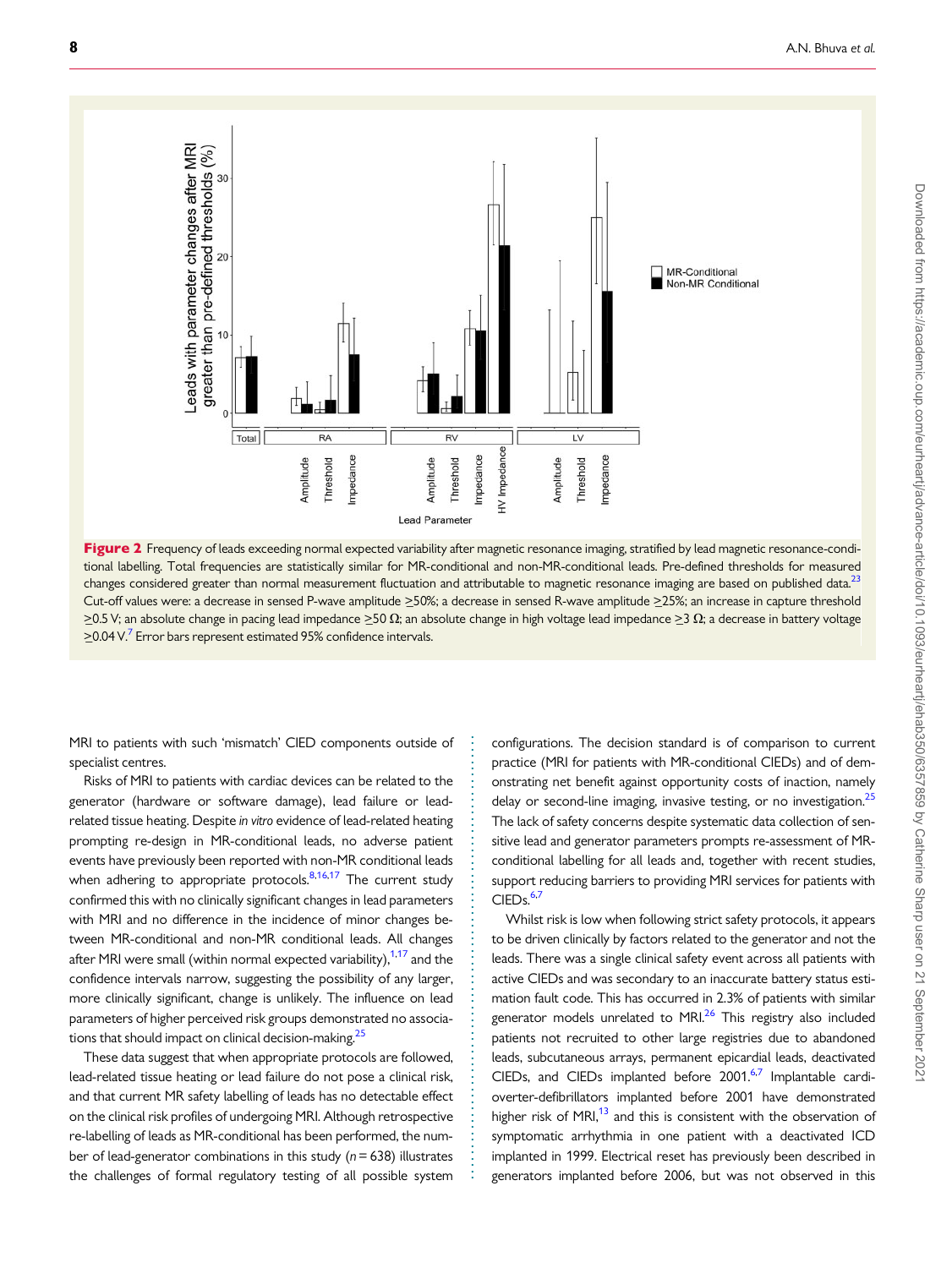**Figure 2** Frequency of leads exceeding normal expected variability after magnetic resonance imaging, stratified by lead magnetic resonance-conditional labelling. Total frequencies are statistically similar for MR-conditional and non-MR-conditional leads. Pre-defined thresholds for measured changes considered greater than normal measurement fluctuation and attributable to magnetic resonance imaging are based on published data.[23] Cut-off values were: a decrease in sensed P-wave amplitude ≥50%; a decrease in sensed R-wave amplitude ≥25%; an increase in capture threshold ≥0.5 V; an absolute change in pacing lead impedance ≥50 Ω; an absolute change in high voltage lead impedance ≥3 Ω; a decrease in battery voltage ≥0.04 V.[7] Error bars represent estimated 95% confidence intervals.

MRI to patients with such 'mismatch' CIED components outside of specialist centres.

Risks of MRI to patients with cardiac devices can be related to the generator (hardware or software damage), lead failure or lead-related tissue heating. Despite *in vitro* evidence of lead-related heating prompting re-design in MR-conditional leads, no adverse patient events have previously been reported with non-MR conditional leads when adhering to appropriate protocols.[8,16,17] The current study confirmed this with no clinically significant changes in lead parameters with MRI and no difference in the incidence of minor changes between MR-conditional and non-MR conditional leads. All changes after MRI were small (within normal expected variability),[1,17] and the confidence intervals narrow, suggesting the possibility of any larger, more clinically significant, change is unlikely. The influence on lead parameters of higher perceived risk groups demonstrated no associations that should impact on clinical decision-making.[25]

These data suggest that when appropriate protocols are followed, lead-related tissue heating or lead failure do not pose a clinical risk, and that current MR safety labelling of leads has no detectable effect on the clinical risk profiles of undergoing MRI. Although retrospective re-labelling of leads as MR-conditional has been performed, the number of lead-generator combinations in this study ($n = 638$) illustrates the challenges of formal regulatory testing of all possible system configurations. The decision standard is of comparison to current practice (MRI for patients with MR-conditional CIEDs) and of demonstrating net benefit against opportunity costs of inaction, namely delay or second-line imaging, invasive testing, or no investigation.[25] The lack of safety concerns despite systematic data collection of sensitive lead and generator parameters prompts re-assessment of MR-conditional labelling for all leads and, together with recent studies, support reducing barriers to providing MRI services for patients with CIEDs.[6,7]

Whilst risk is low when following strict safety protocols, it appears to be driven clinically by factors related to the generator and not the leads. There was a single clinical safety event across all patients with active CIEDs and was secondary to an inaccurate battery status estimation fault code. This has occurred in 2.3% of patients with similar generator models unrelated to MRI.[26] This registry also included patients not recruited to other large registries due to abandoned leads, subcutaneous arrays, permanent epicardial leads, deactivated CIEDs, and CIEDs implanted before 2001.[6,7] Implantable cardioverter-defibrillators implanted before 2001 have demonstrated higher risk of MRI,[13] and this is consistent with the observation of symptomatic arrhythmia in one patient with a deactivated ICD implanted in 1999. Electrical reset has previously been described in generators implanted before 2006, but was not observed in this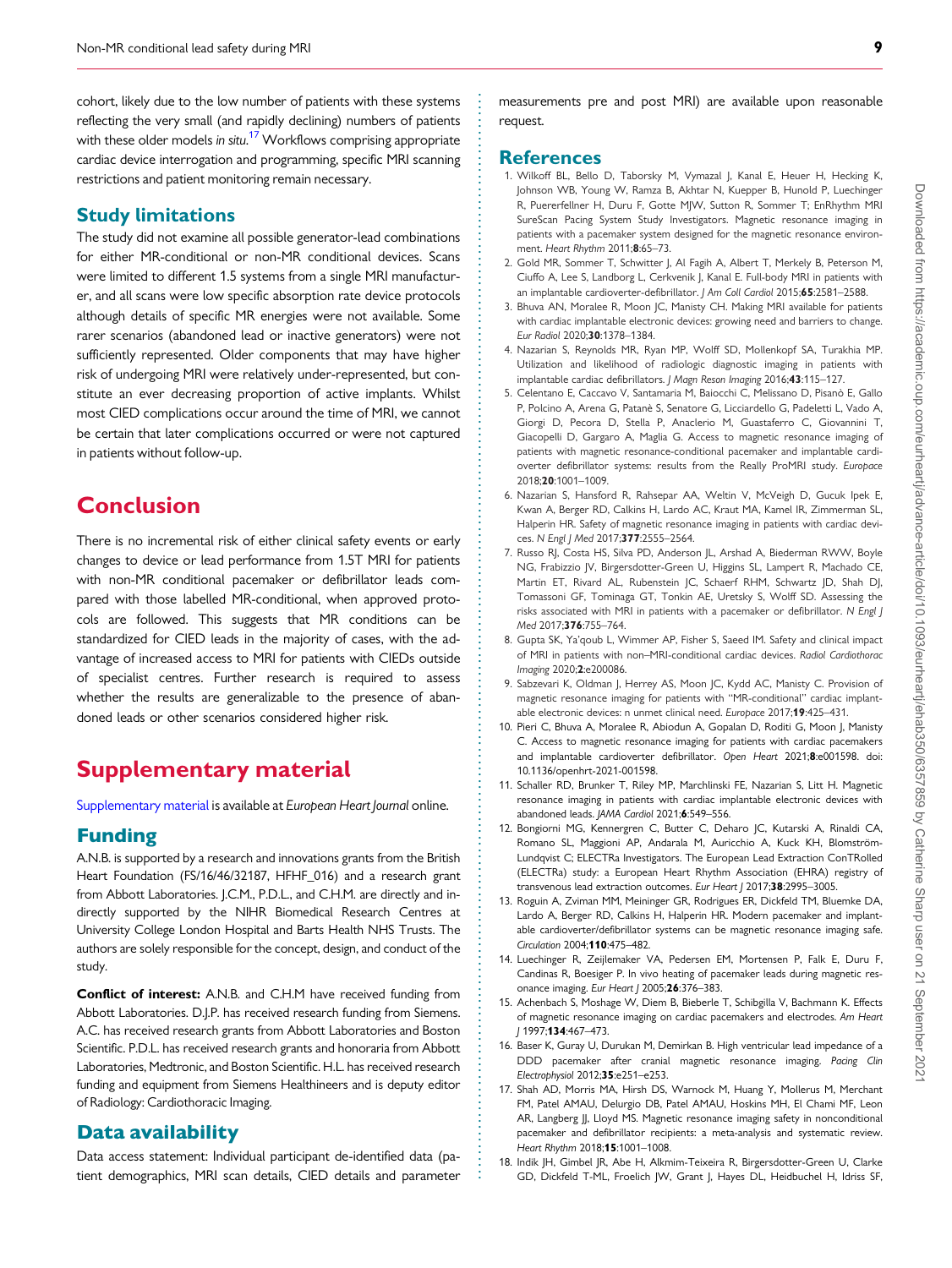cohort, likely due to the low number of patients with these systems reflecting the very small (and rapidly declining) numbers of patients with these older models *in situ*.[17] Workflows comprising appropriate cardiac device interrogation and programming, specific MRI scanning restrictions and patient monitoring remain necessary.

## Study limitations

The study did not examine all possible generator-lead combinations for either MR-conditional or non-MR conditional devices. Scans were limited to different 1.5 systems from a single MRI manufacturer, and all scans were low specific absorption rate device protocols although details of specific MR energies were not available. Some rarer scenarios (abandoned lead or inactive generators) were not sufficiently represented. Older components that may have higher risk of undergoing MRI were relatively under-represented, but constitute an ever decreasing proportion of active implants. Whilst most CIED complications occur around the time of MRI, we cannot be certain that later complications occurred or were not captured in patients without follow-up.

# Conclusion

There is no incremental risk of either clinical safety events or early changes to device or lead performance from 1.5T MRI for patients with non-MR conditional pacemaker or defibrillator leads compared with those labelled MR-conditional, when approved protocols are followed. This suggests that MR conditions can be standardized for CIED leads in the majority of cases, with the advantage of increased access to MRI for patients with CIEDs outside of specialist centres. Further research is required to assess whether the results are generalizable to the presence of abandoned leads or other scenarios considered higher risk.

# Supplementary material

Supplementary material is available at *European Heart Journal* online.

## Funding

A.N.B. is supported by a research and innovations grants from the British Heart Foundation (FS/16/46/32187, HFHF_016) and a research grant from Abbott Laboratories. J.C.M., P.D.L., and C.H.M. are directly and indirectly supported by the NIHR Biomedical Research Centres at University College London Hospital and Barts Health NHS Trusts. The authors are solely responsible for the concept, design, and conduct of the study.

**Conflict of interest:** A.N.B. and C.H.M have received funding from Abbott Laboratories. D.J.P. has received research funding from Siemens. A.C. has received research grants from Abbott Laboratories and Boston Scientific. P.D.L. has received research grants and honoraria from Abbott Laboratories, Medtronic, and Boston Scientific. H.L. has received research funding and equipment from Siemens Healthineers and is deputy editor of Radiology: Cardiothoracic Imaging.

## Data availability

Data access statement: Individual participant de-identified data (patient demographics, MRI scan details, CIED details and parameter measurements pre and post MRI) are available upon reasonable request.

## References

1. Wilkoff BL, Bello D, Taborsky M, Vymazal J, Kanal E, Heuer H, Hecking K, Johnson WB, Young W, Ramza B, Akhtar N, Kuepper B, Hunold P, Luechinger R, Puererfellner H, Duru F, Gotte MJW, Sutton R, Sommer T; EnRhythm MRI SureScan Pacing System Study Investigators. Magnetic resonance imaging in patients with a pacemaker system designed for the magnetic resonance environment. *Heart Rhythm* 2011;**8**:65–73.
2. Gold MR, Sommer T, Schwitter J, Al Fagih A, Albert T, Merkely B, Peterson M, Ciuffo A, Lee S, Landborg L, Cerkvenik J, Kanal E. Full-body MRI in patients with an implantable cardioverter-defibrillator. *J Am Coll Cardiol* 2015;**65**:2581–2588.
3. Bhuva AN, Moralee R, Moon JC, Manisty CH. Making MRI available for patients with cardiac implantable electronic devices: growing need and barriers to change. *Eur Radiol* 2020;**30**:1378–1384.
4. Nazarian S, Reynolds MR, Ryan MP, Wolff SD, Mollenkopf SA, Turakhia MP. Utilization and likelihood of radiologic diagnostic imaging in patients with implantable cardiac defibrillators. *J Magn Reson Imaging* 2016;**43**:115–127.
5. Celentano E, Caccavo V, Santamaria M, Baiocchi C, Melissano D, Pisanò E, Gallo P, Polcino A, Arena G, Patanè S, Senatore G, Licciardello G, Padeletti L, Vado A, Giorgi D, Pecora D, Stella P, Anaclerio M, Guastaferro C, Giovannini T, Giacopelli D, Gargaro A, Maglia G. Access to magnetic resonance imaging of patients with magnetic resonance-conditional pacemaker and implantable cardioverter defibrillator systems: results from the Really ProMRI study. *Europace* 2018;**20**:1001–1009.
6. Nazarian S, Hansford R, Rahsepar AA, Weltin V, McVeigh D, Gucuk Ipek E, Kwan A, Berger RD, Calkins H, Lardo AC, Kraut MA, Kamel IR, Zimmerman SL, Halperin HR. Safety of magnetic resonance imaging in patients with cardiac devices. *N Engl J Med* 2017;**377**:2555–2564.
7. Russo RJ, Costa HS, Silva PD, Anderson JL, Arshad A, Biederman RWW, Boyle NG, Frabizzio JV, Birgersdotter-Green U, Higgins SL, Lampert R, Machado CE, Martin ET, Rivard AL, Rubenstein JC, Schaerf RHM, Schwartz JD, Shah DJ, Tomassoni GF, Tominaga GT, Tonkin AE, Uretsky S, Wolff SD. Assessing the risks associated with MRI in patients with a pacemaker or defibrillator. *N Engl J Med* 2017;**376**:755–764.
8. Gupta SK, Ya'qoub L, Wimmer AP, Fisher S, Saeed IM. Safety and clinical impact of MRI in patients with non–MRI-conditional cardiac devices. *Radiol Cardiothorac Imaging* 2020;**2**:e200086.
9. Sabzevari K, Oldman J, Herrey AS, Moon JC, Kydd AC, Manisty C. Provision of magnetic resonance imaging for patients with "MR-conditional" cardiac implantable electronic devices: n unmet clinical need. *Europace* 2017;**19**:425–431.
10. Pieri C, Bhuva A, Moralee R, Abiodun A, Gopalan D, Roditi G, Moon J, Manisty C. Access to magnetic resonance imaging for patients with cardiac pacemakers and implantable cardioverter defibrillator. *Open Heart* 2021;**8**:e001598. doi: 10.1136/openhrt-2021-001598.
11. Schaller RD, Brunker T, Riley MP, Marchlinski FE, Nazarian S, Litt H. Magnetic resonance imaging in patients with cardiac implantable electronic devices with abandoned leads. *JAMA Cardiol* 2021;**6**:549–556.
12. Bongiorni MG, Kennergren C, Butter C, Deharo JC, Kutarski A, Rinaldi CA, Romano SL, Maggioni AP, Andarala M, Auricchio A, Kuck KH, Blomström-Lundqvist C; ELECTRa Investigators. The European Lead Extraction ConTRolled (ELECTRa) study: a European Heart Rhythm Association (EHRA) registry of transvenous lead extraction outcomes. *Eur Heart J* 2017;**38**:2995–3005.
13. Roguin A, Zviman MM, Meininger GR, Rodrigues ER, Dickfeld TM, Bluemke DA, Lardo A, Berger RD, Calkins H, Halperin HR. Modern pacemaker and implantable cardioverter/defibrillator systems can be magnetic resonance imaging safe. *Circulation* 2004;**110**:475–482.
14. Luechinger R, Zeijlemaker VA, Pedersen EM, Mortensen P, Falk E, Duru F, Candinas R, Boesiger P. In vivo heating of pacemaker leads during magnetic resonance imaging. *Eur Heart J* 2005;**26**:376–383.
15. Achenbach S, Moshage W, Diem B, Bieberle T, Schibgilla V, Bachmann K. Effects of magnetic resonance imaging on cardiac pacemakers and electrodes. *Am Heart J* 1997;**134**:467–473.
16. Baser K, Guray U, Durukan M, Demirkan B. High ventricular lead impedance of a DDD pacemaker after cranial magnetic resonance imaging. *Pacing Clin Electrophysiol* 2012;**35**:e251–e253.
17. Shah AD, Morris MA, Hirsh DS, Warnock M, Huang Y, Mollerus M, Merchant FM, Patel AMAU, Delurgio DB, Patel AMAU, Hoskins MH, El Chami MF, Leon AR, Langberg JJ, Lloyd MS. Magnetic resonance imaging safety in nonconditional pacemaker and defibrillator recipients: a meta-analysis and systematic review. *Heart Rhythm* 2018;**15**:1001–1008.
18. Indik JH, Gimbel JR, Abe H, Alkmim-Teixeira R, Birgersdotter-Green U, Clarke GD, Dickfeld T-ML, Froelich JW, Grant J, Hayes DL, Heidbuchel H, Idriss SF,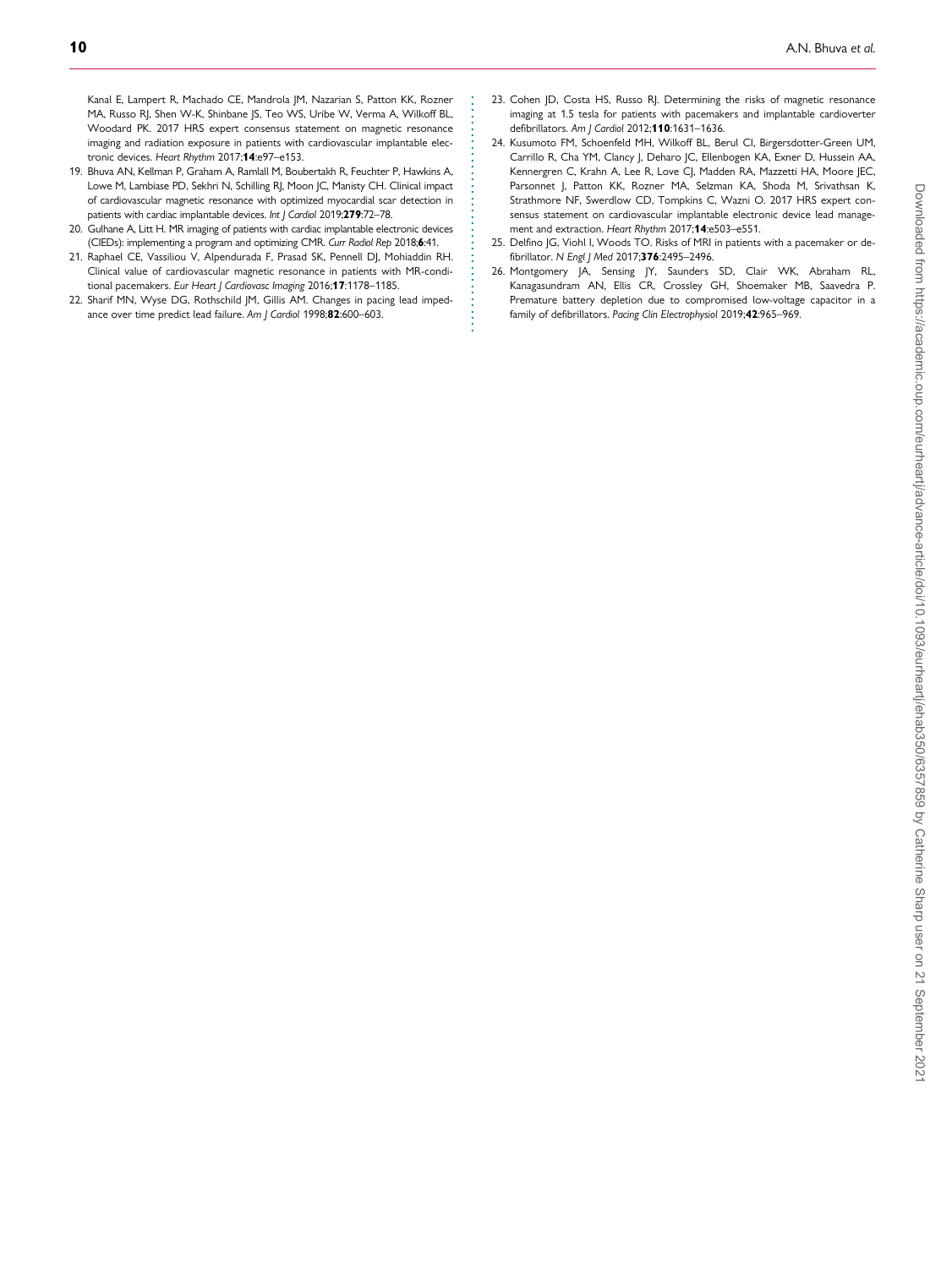Kanal E, Lampert R, Machado CE, Mandrola JM, Nazarian S, Patton KK, Rozner MA, Russo RJ, Shen W-K, Shinbane JS, Teo WS, Uribe W, Verma A, Wilkoff BL, Woodard PK. 2017 HRS expert consensus statement on magnetic resonance imaging and radiation exposure in patients with cardiovascular implantable electronic devices. *Heart Rhythm* 2017;**14**:e97–e153.

19. Bhuva AN, Kellman P, Graham A, Ramlall M, Boubertakh R, Feuchter P, Hawkins A, Lowe M, Lambiase PD, Sekhri N, Schilling RJ, Moon JC, Manisty CH. Clinical impact of cardiovascular magnetic resonance with optimized myocardial scar detection in patients with cardiac implantable devices. *Int J Cardiol* 2019;**279**:72–78.
20. Gulhane A, Litt H. MR imaging of patients with cardiac implantable electronic devices (CIEDs): implementing a program and optimizing CMR. *Curr Radiol Rep* 2018;**6**:41.
21. Raphael CE, Vassiliou V, Alpendurada F, Prasad SK, Pennell DJ, Mohiaddin RH. Clinical value of cardiovascular magnetic resonance in patients with MR-conditional pacemakers. *Eur Heart J Cardiovasc Imaging* 2016;**17**:1178–1185.
22. Sharif MN, Wyse DG, Rothschild JM, Gillis AM. Changes in pacing lead impedance over time predict lead failure. *Am J Cardiol* 1998;**82**:600–603.
23. Cohen JD, Costa HS, Russo RJ. Determining the risks of magnetic resonance imaging at 1.5 tesla for patients with pacemakers and implantable cardioverter defibrillators. *Am J Cardiol* 2012;**110**:1631–1636.
24. Kusumoto FM, Schoenfeld MH, Wilkoff BL, Berul CI, Birgersdotter-Green UM, Carrillo R, Cha YM, Clancy J, Deharo JC, Ellenbogen KA, Exner D, Hussein AA, Kennergren C, Krahn A, Lee R, Love CJ, Madden RA, Mazzetti HA, Moore JEC, Parsonnet J, Patton KK, Rozner MA, Selzman KA, Shoda M, Srivathsan K, Strathmore NF, Swerdlow CD, Tompkins C, Wazni O. 2017 HRS expert consensus statement on cardiovascular implantable electronic device lead management and extraction. *Heart Rhythm* 2017;**14**:e503–e551.
25. Delfino JG, Viohl I, Woods TO. Risks of MRI in patients with a pacemaker or defibrillator. *N Engl J Med* 2017;**376**:2495–2496.
26. Montgomery JA, Sensing JY, Saunders SD, Clair WK, Abraham RL, Kanagasundram AN, Ellis CR, Crossley GH, Shoemaker MB, Saavedra P. Premature battery depletion due to compromised low-voltage capacitor in a family of defibrillators. *Pacing Clin Electrophysiol* 2019;**42**:965–969.